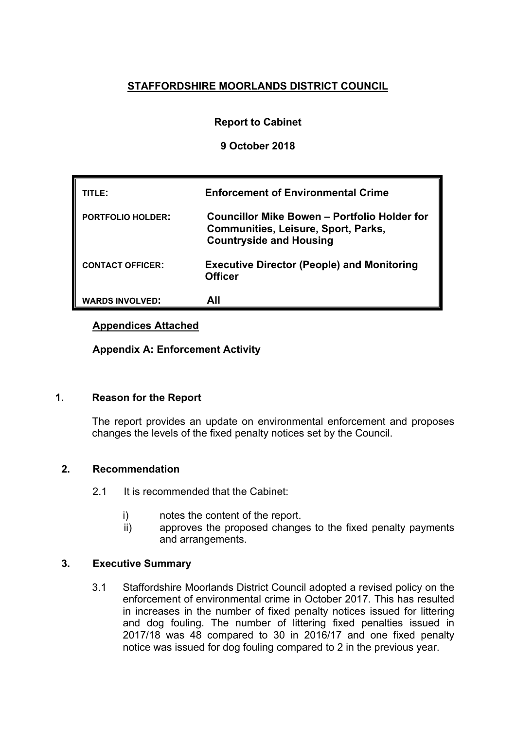# STAFFORDSHIRE MOORLANDS DISTRICT COUNCIL

**Report to Cabinet**

**9 October 2018**

| | |
|---|---|
| **TITLE:** | **Enforcement of Environmental Crime** |
| **PORTFOLIO HOLDER:** | **Councillor Mike Bowen – Portfolio Holder for Communities, Leisure, Sport, Parks, Countryside and Housing** |
| **CONTACT OFFICER:** | **Executive Director (People) and Monitoring Officer** |
| **WARDS INVOLVED:** | **All** |

**Appendices Attached**

**Appendix A: Enforcement Activity**

## 1. Reason for the Report

The report provides an update on environmental enforcement and proposes changes the levels of the fixed penalty notices set by the Council.

## 2. Recommendation

2.1 It is recommended that the Cabinet:

i) notes the content of the report.
ii) approves the proposed changes to the fixed penalty payments and arrangements.

## 3. Executive Summary

3.1 Staffordshire Moorlands District Council adopted a revised policy on the enforcement of environmental crime in October 2017. This has resulted in increases in the number of fixed penalty notices issued for littering and dog fouling. The number of littering fixed penalties issued in 2017/18 was 48 compared to 30 in 2016/17 and one fixed penalty notice was issued for dog fouling compared to 2 in the previous year.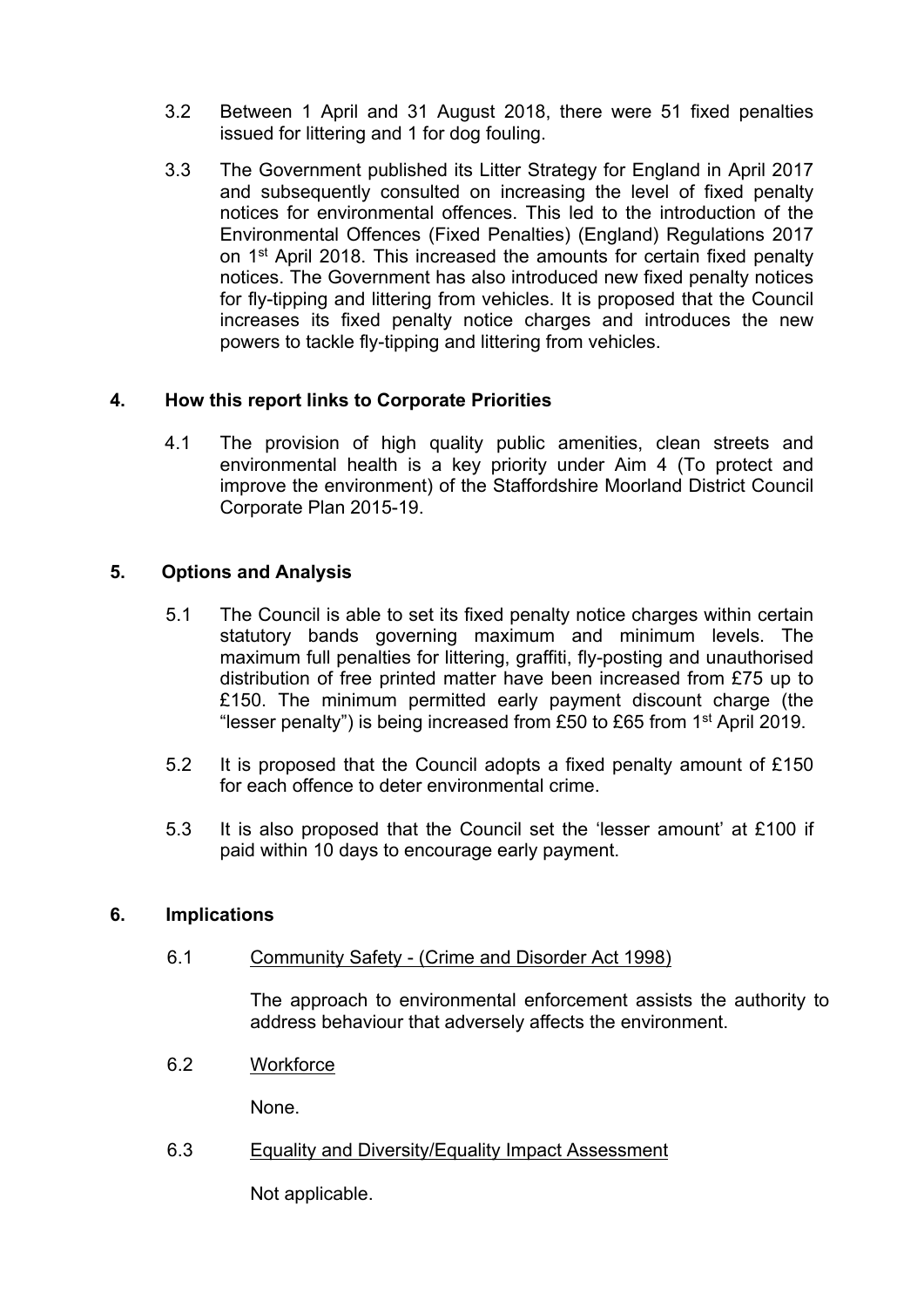3.2 Between 1 April and 31 August 2018, there were 51 fixed penalties issued for littering and 1 for dog fouling.

3.3 The Government published its Litter Strategy for England in April 2017 and subsequently consulted on increasing the level of fixed penalty notices for environmental offences. This led to the introduction of the Environmental Offences (Fixed Penalties) (England) Regulations 2017 on 1st April 2018. This increased the amounts for certain fixed penalty notices. The Government has also introduced new fixed penalty notices for fly-tipping and littering from vehicles. It is proposed that the Council increases its fixed penalty notice charges and introduces the new powers to tackle fly-tipping and littering from vehicles.

## 4. How this report links to Corporate Priorities

4.1 The provision of high quality public amenities, clean streets and environmental health is a key priority under Aim 4 (To protect and improve the environment) of the Staffordshire Moorland District Council Corporate Plan 2015-19.

## 5. Options and Analysis

5.1 The Council is able to set its fixed penalty notice charges within certain statutory bands governing maximum and minimum levels. The maximum full penalties for littering, graffiti, fly-posting and unauthorised distribution of free printed matter have been increased from £75 up to £150. The minimum permitted early payment discount charge (the "lesser penalty") is being increased from £50 to £65 from 1st April 2019.

5.2 It is proposed that the Council adopts a fixed penalty amount of £150 for each offence to deter environmental crime.

5.3 It is also proposed that the Council set the 'lesser amount' at £100 if paid within 10 days to encourage early payment.

## 6. Implications

6.1 Community Safety - (Crime and Disorder Act 1998)

The approach to environmental enforcement assists the authority to address behaviour that adversely affects the environment.

6.2 Workforce

None.

6.3 Equality and Diversity/Equality Impact Assessment

Not applicable.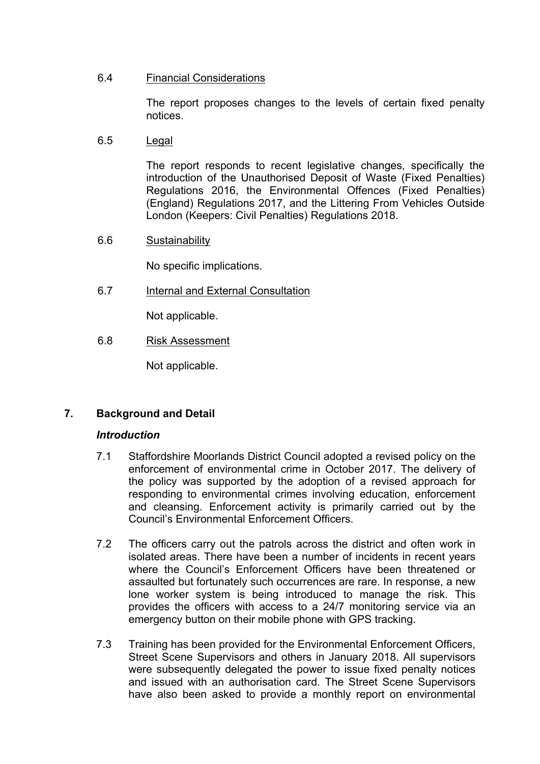6.4 Financial Considerations

The report proposes changes to the levels of certain fixed penalty notices.

6.5 Legal

The report responds to recent legislative changes, specifically the introduction of the Unauthorised Deposit of Waste (Fixed Penalties) Regulations 2016, the Environmental Offences (Fixed Penalties) (England) Regulations 2017, and the Littering From Vehicles Outside London (Keepers: Civil Penalties) Regulations 2018.

6.6 Sustainability

No specific implications.

6.7 Internal and External Consultation

Not applicable.

6.8 Risk Assessment

Not applicable.

## 7. Background and Detail

### *Introduction*

7.1 Staffordshire Moorlands District Council adopted a revised policy on the enforcement of environmental crime in October 2017. The delivery of the policy was supported by the adoption of a revised approach for responding to environmental crimes involving education, enforcement and cleansing. Enforcement activity is primarily carried out by the Council's Environmental Enforcement Officers.

7.2 The officers carry out the patrols across the district and often work in isolated areas. There have been a number of incidents in recent years where the Council's Enforcement Officers have been threatened or assaulted but fortunately such occurrences are rare. In response, a new lone worker system is being introduced to manage the risk. This provides the officers with access to a 24/7 monitoring service via an emergency button on their mobile phone with GPS tracking.

7.3 Training has been provided for the Environmental Enforcement Officers, Street Scene Supervisors and others in January 2018. All supervisors were subsequently delegated the power to issue fixed penalty notices and issued with an authorisation card. The Street Scene Supervisors have also been asked to provide a monthly report on environmental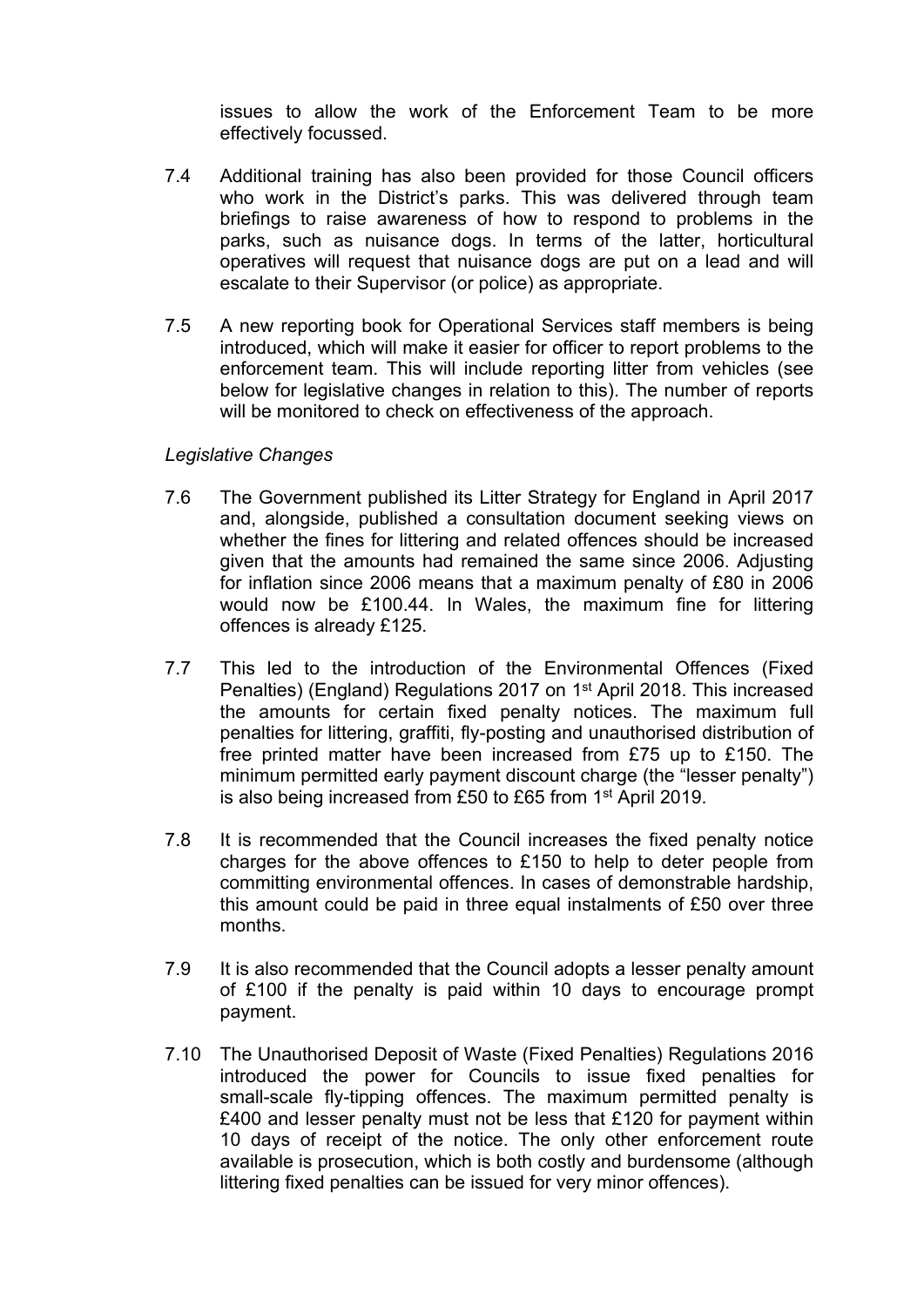issues to allow the work of the Enforcement Team to be more effectively focussed.

7.4 Additional training has also been provided for those Council officers who work in the District's parks. This was delivered through team briefings to raise awareness of how to respond to problems in the parks, such as nuisance dogs. In terms of the latter, horticultural operatives will request that nuisance dogs are put on a lead and will escalate to their Supervisor (or police) as appropriate.

7.5 A new reporting book for Operational Services staff members is being introduced, which will make it easier for officer to report problems to the enforcement team. This will include reporting litter from vehicles (see below for legislative changes in relation to this). The number of reports will be monitored to check on effectiveness of the approach.

*Legislative Changes*

7.6 The Government published its Litter Strategy for England in April 2017 and, alongside, published a consultation document seeking views on whether the fines for littering and related offences should be increased given that the amounts had remained the same since 2006. Adjusting for inflation since 2006 means that a maximum penalty of £80 in 2006 would now be £100.44. In Wales, the maximum fine for littering offences is already £125.

7.7 This led to the introduction of the Environmental Offences (Fixed Penalties) (England) Regulations 2017 on 1st April 2018. This increased the amounts for certain fixed penalty notices. The maximum full penalties for littering, graffiti, fly-posting and unauthorised distribution of free printed matter have been increased from £75 up to £150. The minimum permitted early payment discount charge (the "lesser penalty") is also being increased from £50 to £65 from 1st April 2019.

7.8 It is recommended that the Council increases the fixed penalty notice charges for the above offences to £150 to help to deter people from committing environmental offences. In cases of demonstrable hardship, this amount could be paid in three equal instalments of £50 over three months.

7.9 It is also recommended that the Council adopts a lesser penalty amount of £100 if the penalty is paid within 10 days to encourage prompt payment.

7.10 The Unauthorised Deposit of Waste (Fixed Penalties) Regulations 2016 introduced the power for Councils to issue fixed penalties for small-scale fly-tipping offences. The maximum permitted penalty is £400 and lesser penalty must not be less that £120 for payment within 10 days of receipt of the notice. The only other enforcement route available is prosecution, which is both costly and burdensome (although littering fixed penalties can be issued for very minor offences).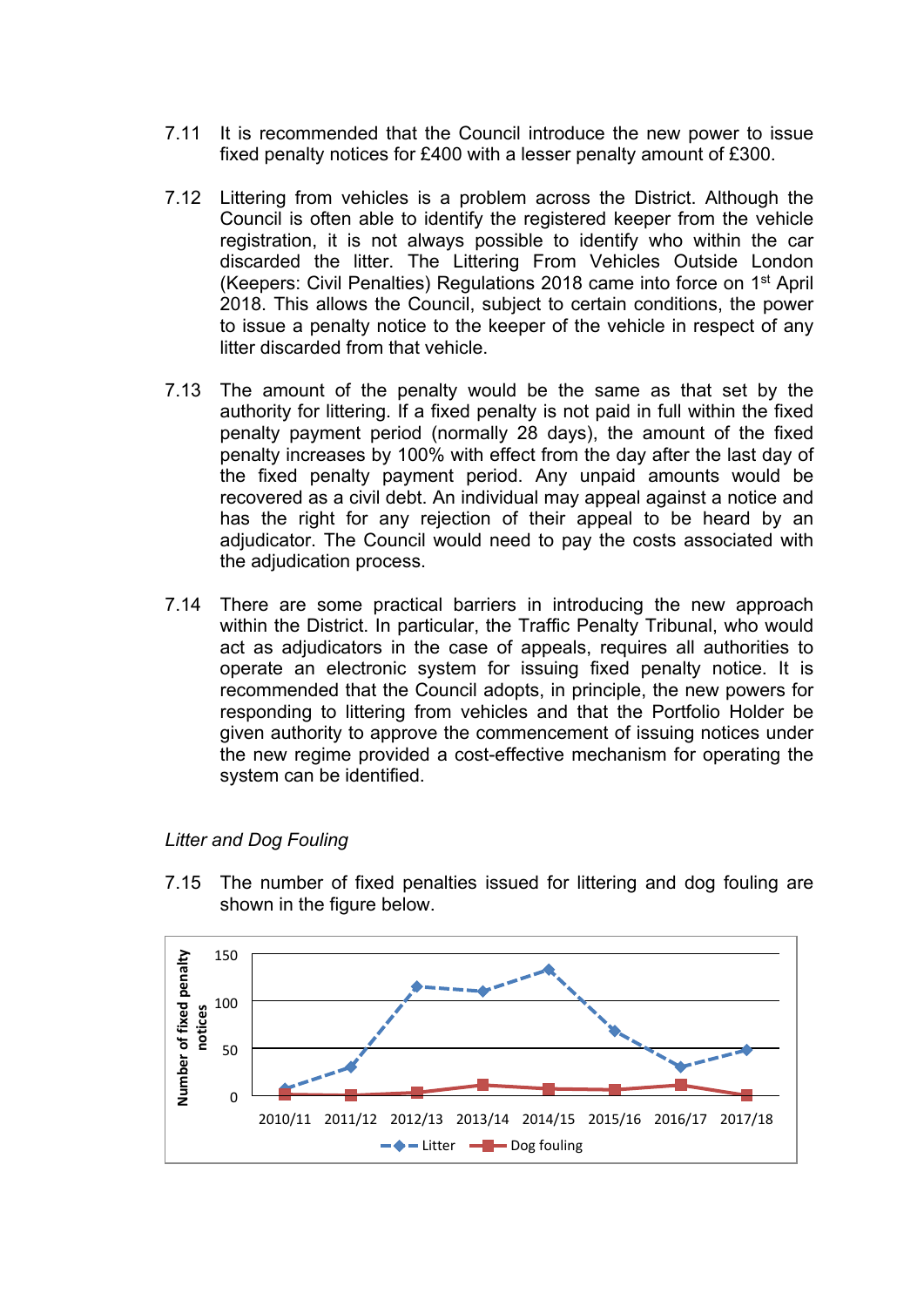7.11 It is recommended that the Council introduce the new power to issue fixed penalty notices for £400 with a lesser penalty amount of £300.

7.12 Littering from vehicles is a problem across the District. Although the Council is often able to identify the registered keeper from the vehicle registration, it is not always possible to identify who within the car discarded the litter. The Littering From Vehicles Outside London (Keepers: Civil Penalties) Regulations 2018 came into force on 1st April 2018. This allows the Council, subject to certain conditions, the power to issue a penalty notice to the keeper of the vehicle in respect of any litter discarded from that vehicle.

7.13 The amount of the penalty would be the same as that set by the authority for littering. If a fixed penalty is not paid in full within the fixed penalty payment period (normally 28 days), the amount of the fixed penalty increases by 100% with effect from the day after the last day of the fixed penalty payment period. Any unpaid amounts would be recovered as a civil debt. An individual may appeal against a notice and has the right for any rejection of their appeal to be heard by an adjudicator. The Council would need to pay the costs associated with the adjudication process.

7.14 There are some practical barriers in introducing the new approach within the District. In particular, the Traffic Penalty Tribunal, who would act as adjudicators in the case of appeals, requires all authorities to operate an electronic system for issuing fixed penalty notice. It is recommended that the Council adopts, in principle, the new powers for responding to littering from vehicles and that the Portfolio Holder be given authority to approve the commencement of issuing notices under the new regime provided a cost-effective mechanism for operating the system can be identified.

*Litter and Dog Fouling*

7.15 The number of fixed penalties issued for littering and dog fouling are shown in the figure below.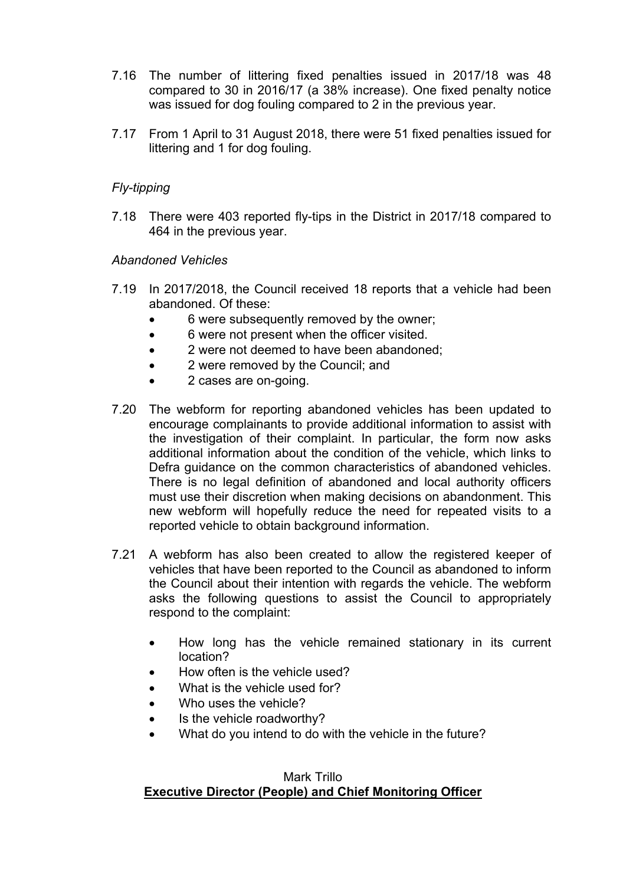7.16 The number of littering fixed penalties issued in 2017/18 was 48 compared to 30 in 2016/17 (a 38% increase). One fixed penalty notice was issued for dog fouling compared to 2 in the previous year.

7.17 From 1 April to 31 August 2018, there were 51 fixed penalties issued for littering and 1 for dog fouling.

*Fly-tipping*

7.18 There were 403 reported fly-tips in the District in 2017/18 compared to 464 in the previous year.

*Abandoned Vehicles*

7.19 In 2017/2018, the Council received 18 reports that a vehicle had been abandoned. Of these:

- 6 were subsequently removed by the owner;
- 6 were not present when the officer visited.
- 2 were not deemed to have been abandoned;
- 2 were removed by the Council; and
- 2 cases are on-going.

7.20 The webform for reporting abandoned vehicles has been updated to encourage complainants to provide additional information to assist with the investigation of their complaint. In particular, the form now asks additional information about the condition of the vehicle, which links to Defra guidance on the common characteristics of abandoned vehicles. There is no legal definition of abandoned and local authority officers must use their discretion when making decisions on abandonment. This new webform will hopefully reduce the need for repeated visits to a reported vehicle to obtain background information.

7.21 A webform has also been created to allow the registered keeper of vehicles that have been reported to the Council as abandoned to inform the Council about their intention with regards the vehicle. The webform asks the following questions to assist the Council to appropriately respond to the complaint:

- How long has the vehicle remained stationary in its current location?
- How often is the vehicle used?
- What is the vehicle used for?
- Who uses the vehicle?
- Is the vehicle roadworthy?
- What do you intend to do with the vehicle in the future?

Mark Trillo
**Executive Director (People) and Chief Monitoring Officer**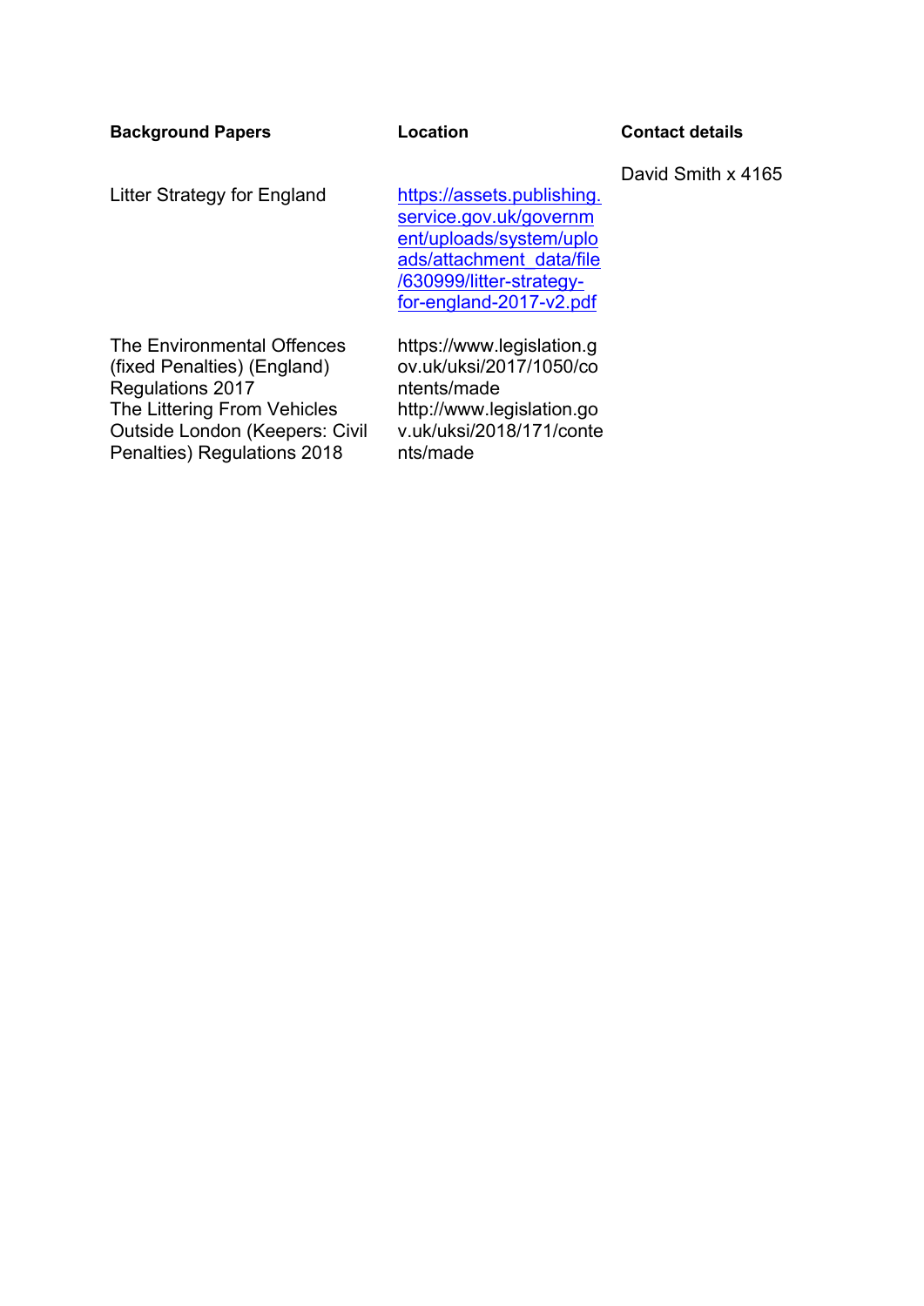| Background Papers | Location | Contact details |
|---|---|---|
| | | David Smith x 4165 |
| Litter Strategy for England | https://assets.publishing.service.gov.uk/government/uploads/system/uploads/attachment_data/file/630999/litter-strategy-for-england-2017-v2.pdf | |
| The Environmental Offences (fixed Penalties) (England) Regulations 2017 | https://www.legislation.gov.uk/uksi/2017/1050/contents/made | |
| The Littering From Vehicles Outside London (Keepers: Civil Penalties) Regulations 2018 | http://www.legislation.gov.uk/uksi/2018/171/contents/made | |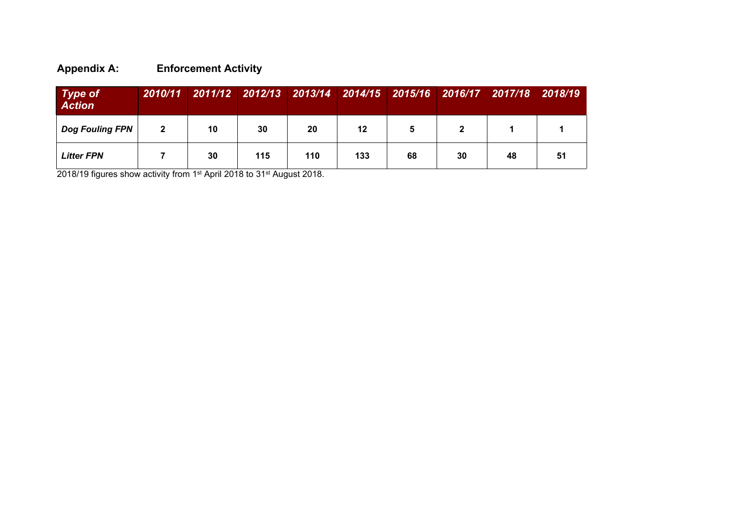## Appendix A: Enforcement Activity

| *Type of Action* | *2010/11* | *2011/12* | *2012/13* | *2013/14* | *2014/15* | *2015/16* | *2016/17* | *2017/18* | *2018/19* |
|---|---|---|---|---|---|---|---|---|---|
| ***Dog Fouling FPN*** | **2** | **10** | **30** | **20** | **12** | **5** | **2** | **1** | **1** |
| ***Litter FPN*** | **7** | **30** | **115** | **110** | **133** | **68** | **30** | **48** | **51** |

2018/19 figures show activity from 1st April 2018 to 31st August 2018.